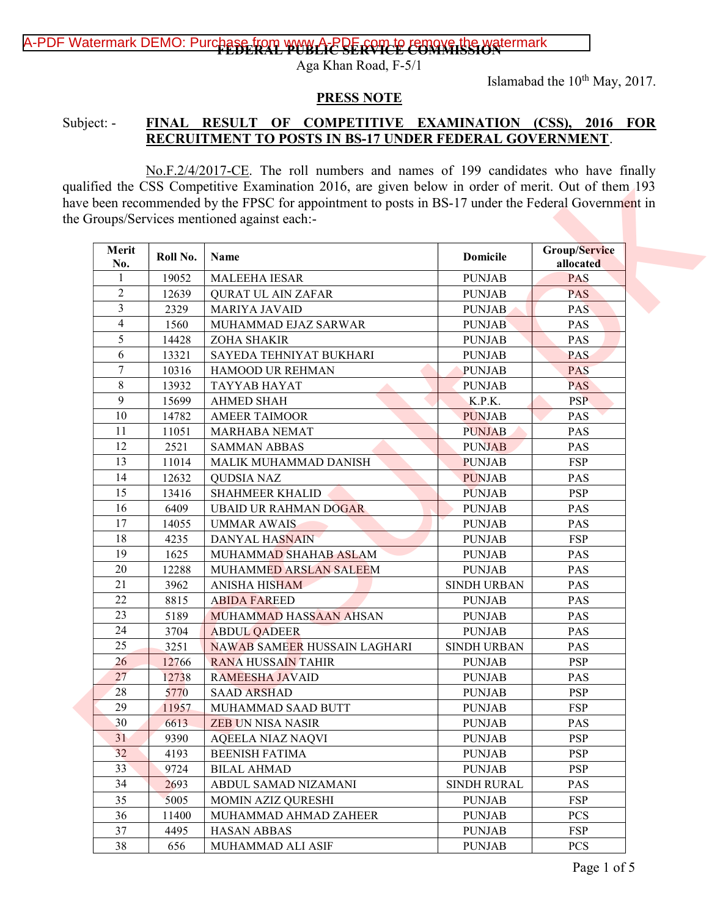# FEDERAL PUBLIC SERVICE COMMISSION

Aga Khan Road, F-5/1

Islamabad the 10th May, 2017.

## PRESS NOTE

Subject: - **FINAL RESULT OF COMPETITIVE EXAMINATION (CSS), 2016 FOR RECRUITMENT TO POSTS IN BS-17 UNDER FEDERAL GOVERNMENT**.

No.F.2/4/2017-CE. The roll numbers and names of 199 candidates who have finally qualified the CSS Competitive Examination 2016, are given below in order of merit. Out of them 193 have been recommended by the FPSC for appointment to posts in BS-17 under the Federal Government in the Groups/Services mentioned against each:-

| Merit No. | Roll No. | Name | Domicile | Group/Service allocated |
|---|---|---|---|---|
| 1 | 19052 | MALEEHA IESAR | PUNJAB | PAS |
| 2 | 12639 | QURAT UL AIN ZAFAR | PUNJAB | PAS |
| 3 | 2329 | MARIYA JAVAID | PUNJAB | PAS |
| 4 | 1560 | MUHAMMAD EJAZ SARWAR | PUNJAB | PAS |
| 5 | 14428 | ZOHA SHAKIR | PUNJAB | PAS |
| 6 | 13321 | SAYEDA TEHNIYAT BUKHARI | PUNJAB | PAS |
| 7 | 10316 | HAMOOD UR REHMAN | PUNJAB | PAS |
| 8 | 13932 | TAYYAB HAYAT | PUNJAB | PAS |
| 9 | 15699 | AHMED SHAH | K.P.K. | PSP |
| 10 | 14782 | AMEER TAIMOOR | PUNJAB | PAS |
| 11 | 11051 | MARHABA NEMAT | PUNJAB | PAS |
| 12 | 2521 | SAMMAN ABBAS | PUNJAB | PAS |
| 13 | 11014 | MALIK MUHAMMAD DANISH | PUNJAB | FSP |
| 14 | 12632 | QUDSIA NAZ | PUNJAB | PAS |
| 15 | 13416 | SHAHMEER KHALID | PUNJAB | PSP |
| 16 | 6409 | UBAID UR RAHMAN DOGAR | PUNJAB | PAS |
| 17 | 14055 | UMMAR AWAIS | PUNJAB | PAS |
| 18 | 4235 | DANYAL HASNAIN | PUNJAB | FSP |
| 19 | 1625 | MUHAMMAD SHAHAB ASLAM | PUNJAB | PAS |
| 20 | 12288 | MUHAMMED ARSLAN SALEEM | PUNJAB | PAS |
| 21 | 3962 | ANISHA HISHAM | SINDH URBAN | PAS |
| 22 | 8815 | ABIDA FAREED | PUNJAB | PAS |
| 23 | 5189 | MUHAMMAD HASSAAN AHSAN | PUNJAB | PAS |
| 24 | 3704 | ABDUL QADEER | PUNJAB | PAS |
| 25 | 3251 | NAWAB SAMEER HUSSAIN LAGHARI | SINDH URBAN | PAS |
| 26 | 12766 | RANA HUSSAIN TAHIR | PUNJAB | PSP |
| 27 | 12738 | RAMEESHA JAVAID | PUNJAB | PAS |
| 28 | 5770 | SAAD ARSHAD | PUNJAB | PSP |
| 29 | 11957 | MUHAMMAD SAAD BUTT | PUNJAB | FSP |
| 30 | 6613 | ZEB UN NISA NASIR | PUNJAB | PAS |
| 31 | 9390 | AQEELA NIAZ NAQVI | PUNJAB | PSP |
| 32 | 4193 | BEENISH FATIMA | PUNJAB | PSP |
| 33 | 9724 | BILAL AHMAD | PUNJAB | PSP |
| 34 | 2693 | ABDUL SAMAD NIZAMANI | SINDH RURAL | PAS |
| 35 | 5005 | MOMIN AZIZ QURESHI | PUNJAB | FSP |
| 36 | 11400 | MUHAMMAD AHMAD ZAHEER | PUNJAB | PCS |
| 37 | 4495 | HASAN ABBAS | PUNJAB | FSP |
| 38 | 656 | MUHAMMAD ALI ASIF | PUNJAB | PCS |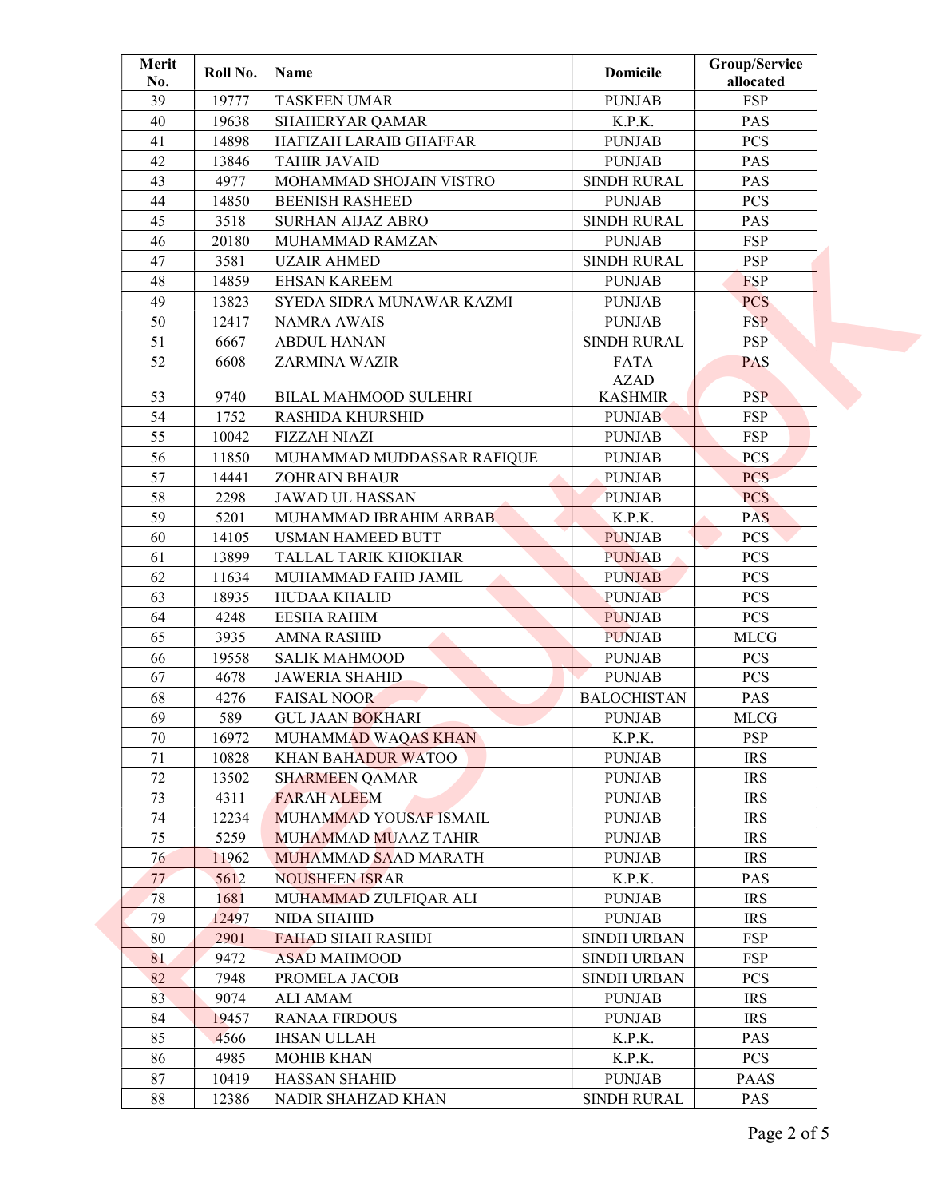| Merit No. | Roll No. | Name | Domicile | Group/Service allocated |
|---|---|---|---|---|
| 39 | 19777 | TASKEEN UMAR | PUNJAB | FSP |
| 40 | 19638 | SHAHERYAR QAMAR | K.P.K. | PAS |
| 41 | 14898 | HAFIZAH LARAIB GHAFFAR | PUNJAB | PCS |
| 42 | 13846 | TAHIR JAVAID | PUNJAB | PAS |
| 43 | 4977 | MOHAMMAD SHOJAIN VISTRO | SINDH RURAL | PAS |
| 44 | 14850 | BEENISH RASHEED | PUNJAB | PCS |
| 45 | 3518 | SURHAN AIJAZ ABRO | SINDH RURAL | PAS |
| 46 | 20180 | MUHAMMAD RAMZAN | PUNJAB | FSP |
| 47 | 3581 | UZAIR AHMED | SINDH RURAL | PSP |
| 48 | 14859 | EHSAN KAREEM | PUNJAB | FSP |
| 49 | 13823 | SYEDA SIDRA MUNAWAR KAZMI | PUNJAB | PCS |
| 50 | 12417 | NAMRA AWAIS | PUNJAB | FSP |
| 51 | 6667 | ABDUL HANAN | SINDH RURAL | PSP |
| 52 | 6608 | ZARMINA WAZIR | FATA | PAS |
| 53 | 9740 | BILAL MAHMOOD SULEHRI | AZAD KASHMIR | PSP |
| 54 | 1752 | RASHIDA KHURSHID | PUNJAB | FSP |
| 55 | 10042 | FIZZAH NIAZI | PUNJAB | FSP |
| 56 | 11850 | MUHAMMAD MUDDASSAR RAFIQUE | PUNJAB | PCS |
| 57 | 14441 | ZOHRAIN BHAUR | PUNJAB | PCS |
| 58 | 2298 | JAWAD UL HASSAN | PUNJAB | PCS |
| 59 | 5201 | MUHAMMAD IBRAHIM ARBAB | K.P.K. | PAS |
| 60 | 14105 | USMAN HAMEED BUTT | PUNJAB | PCS |
| 61 | 13899 | TALLAL TARIK KHOKHAR | PUNJAB | PCS |
| 62 | 11634 | MUHAMMAD FAHD JAMIL | PUNJAB | PCS |
| 63 | 18935 | HUDAA KHALID | PUNJAB | PCS |
| 64 | 4248 | EESHA RAHIM | PUNJAB | PCS |
| 65 | 3935 | AMNA RASHID | PUNJAB | MLCG |
| 66 | 19558 | SALIK MAHMOOD | PUNJAB | PCS |
| 67 | 4678 | JAWERIA SHAHID | PUNJAB | PCS |
| 68 | 4276 | FAISAL NOOR | BALOCHISTAN | PAS |
| 69 | 589 | GUL JAAN BOKHARI | PUNJAB | MLCG |
| 70 | 16972 | MUHAMMAD WAQAS KHAN | K.P.K. | PSP |
| 71 | 10828 | KHAN BAHADUR WATOO | PUNJAB | IRS |
| 72 | 13502 | SHARMEEN QAMAR | PUNJAB | IRS |
| 73 | 4311 | FARAH ALEEM | PUNJAB | IRS |
| 74 | 12234 | MUHAMMAD YOUSAF ISMAIL | PUNJAB | IRS |
| 75 | 5259 | MUHAMMAD MUAAZ TAHIR | PUNJAB | IRS |
| 76 | 11962 | MUHAMMAD SAAD MARATH | PUNJAB | IRS |
| 77 | 5612 | NOUSHEEN ISRAR | K.P.K. | PAS |
| 78 | 1681 | MUHAMMAD ZULFIQAR ALI | PUNJAB | IRS |
| 79 | 12497 | NIDA SHAHID | PUNJAB | IRS |
| 80 | 2901 | FAHAD SHAH RASHDI | SINDH URBAN | FSP |
| 81 | 9472 | ASAD MAHMOOD | SINDH URBAN | FSP |
| 82 | 7948 | PROMELA JACOB | SINDH URBAN | PCS |
| 83 | 9074 | ALI AMAM | PUNJAB | IRS |
| 84 | 19457 | RANAA FIRDOUS | PUNJAB | IRS |
| 85 | 4566 | IHSAN ULLAH | K.P.K. | PAS |
| 86 | 4985 | MOHIB KHAN | K.P.K. | PCS |
| 87 | 10419 | HASSAN SHAHID | PUNJAB | PAAS |
| 88 | 12386 | NADIR SHAHZAD KHAN | SINDH RURAL | PAS |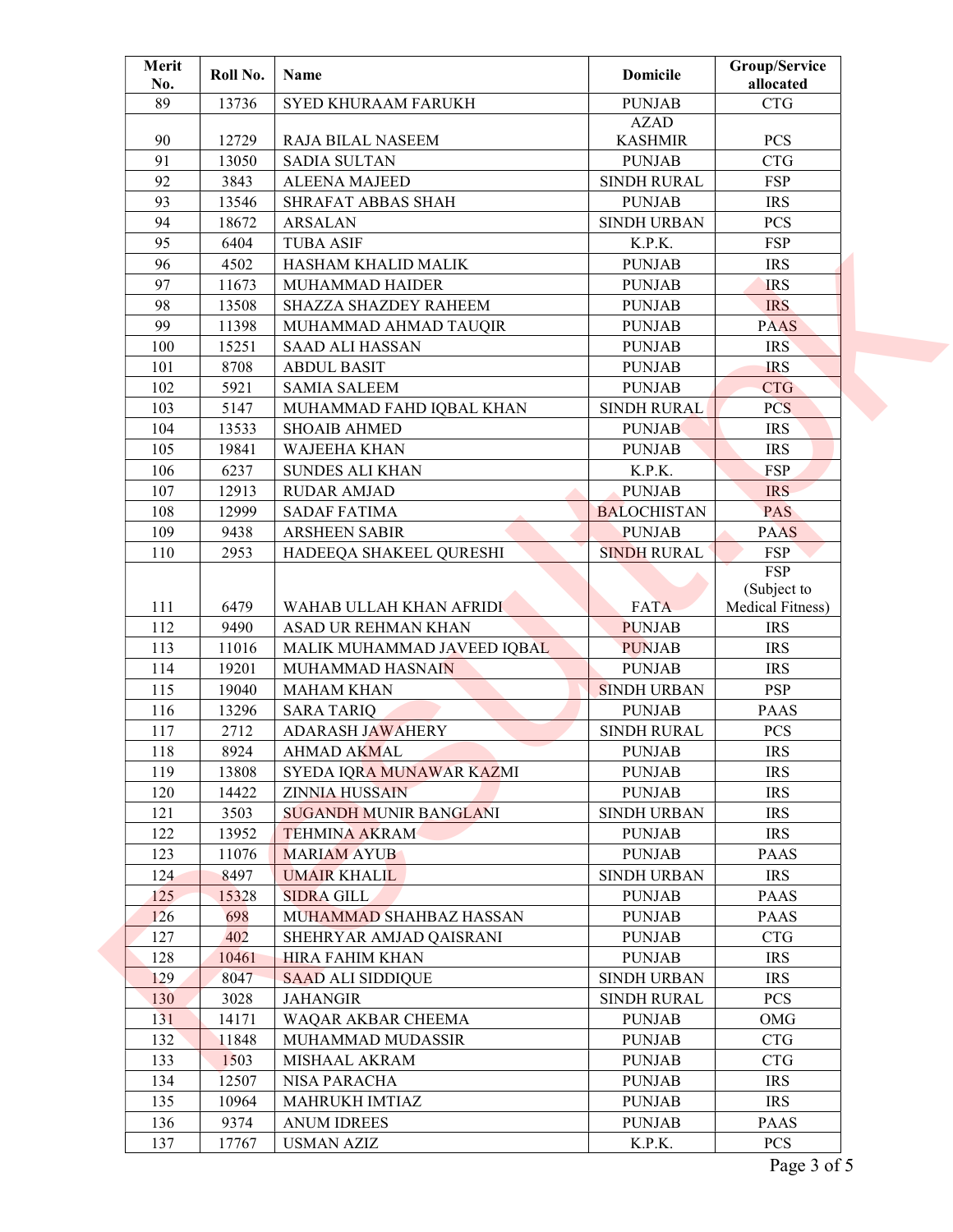| Merit No. | Roll No. | Name | Domicile | Group/Service allocated |
|---|---|---|---|---|
| 89 | 13736 | SYED KHURAAM FARUKH | PUNJAB | CTG |
| 90 | 12729 | RAJA BILAL NASEEM | AZAD KASHMIR | PCS |
| 91 | 13050 | SADIA SULTAN | PUNJAB | CTG |
| 92 | 3843 | ALEENA MAJEED | SINDH RURAL | FSP |
| 93 | 13546 | SHRAFAT ABBAS SHAH | PUNJAB | IRS |
| 94 | 18672 | ARSALAN | SINDH URBAN | PCS |
| 95 | 6404 | TUBA ASIF | K.P.K. | FSP |
| 96 | 4502 | HASHAM KHALID MALIK | PUNJAB | IRS |
| 97 | 11673 | MUHAMMAD HAIDER | PUNJAB | IRS |
| 98 | 13508 | SHAZZA SHAZDEY RAHEEM | PUNJAB | IRS |
| 99 | 11398 | MUHAMMAD AHMAD TAUQIR | PUNJAB | PAAS |
| 100 | 15251 | SAAD ALI HASSAN | PUNJAB | IRS |
| 101 | 8708 | ABDUL BASIT | PUNJAB | IRS |
| 102 | 5921 | SAMIA SALEEM | PUNJAB | CTG |
| 103 | 5147 | MUHAMMAD FAHD IQBAL KHAN | SINDH RURAL | PCS |
| 104 | 13533 | SHOAIB AHMED | PUNJAB | IRS |
| 105 | 19841 | WAJEEHA KHAN | PUNJAB | IRS |
| 106 | 6237 | SUNDES ALI KHAN | K.P.K. | FSP |
| 107 | 12913 | RUDAR AMJAD | PUNJAB | IRS |
| 108 | 12999 | SADAF FATIMA | BALOCHISTAN | PAS |
| 109 | 9438 | ARSHEEN SABIR | PUNJAB | PAAS |
| 110 | 2953 | HADEEQA SHAKEEL QURESHI | SINDH RURAL | FSP |
| 111 | 6479 | WAHAB ULLAH KHAN AFRIDI | FATA | FSP (Subject to Medical Fitness) |
| 112 | 9490 | ASAD UR REHMAN KHAN | PUNJAB | IRS |
| 113 | 11016 | MALIK MUHAMMAD JAVEED IQBAL | PUNJAB | IRS |
| 114 | 19201 | MUHAMMAD HASNAIN | PUNJAB | IRS |
| 115 | 19040 | MAHAM KHAN | SINDH URBAN | PSP |
| 116 | 13296 | SARA TARIQ | PUNJAB | PAAS |
| 117 | 2712 | ADARASH JAWAHERY | SINDH RURAL | PCS |
| 118 | 8924 | AHMAD AKMAL | PUNJAB | IRS |
| 119 | 13808 | SYEDA IQRA MUNAWAR KAZMI | PUNJAB | IRS |
| 120 | 14422 | ZINNIA HUSSAIN | PUNJAB | IRS |
| 121 | 3503 | SUGANDH MUNIR BANGLANI | SINDH URBAN | IRS |
| 122 | 13952 | TEHMINA AKRAM | PUNJAB | IRS |
| 123 | 11076 | MARIAM AYUB | PUNJAB | PAAS |
| 124 | 8497 | UMAIR KHALIL | SINDH URBAN | IRS |
| 125 | 15328 | SIDRA GILL | PUNJAB | PAAS |
| 126 | 698 | MUHAMMAD SHAHBAZ HASSAN | PUNJAB | PAAS |
| 127 | 402 | SHEHRYAR AMJAD QAISRANI | PUNJAB | CTG |
| 128 | 10461 | HIRA FAHIM KHAN | PUNJAB | IRS |
| 129 | 8047 | SAAD ALI SIDDIQUE | SINDH URBAN | IRS |
| 130 | 3028 | JAHANGIR | SINDH RURAL | PCS |
| 131 | 14171 | WAQAR AKBAR CHEEMA | PUNJAB | OMG |
| 132 | 11848 | MUHAMMAD MUDASSIR | PUNJAB | CTG |
| 133 | 1503 | MISHAAL AKRAM | PUNJAB | CTG |
| 134 | 12507 | NISA PARACHA | PUNJAB | IRS |
| 135 | 10964 | MAHRUKH IMTIAZ | PUNJAB | IRS |
| 136 | 9374 | ANUM IDREES | PUNJAB | PAAS |
| 137 | 17767 | USMAN AZIZ | K.P.K. | PCS |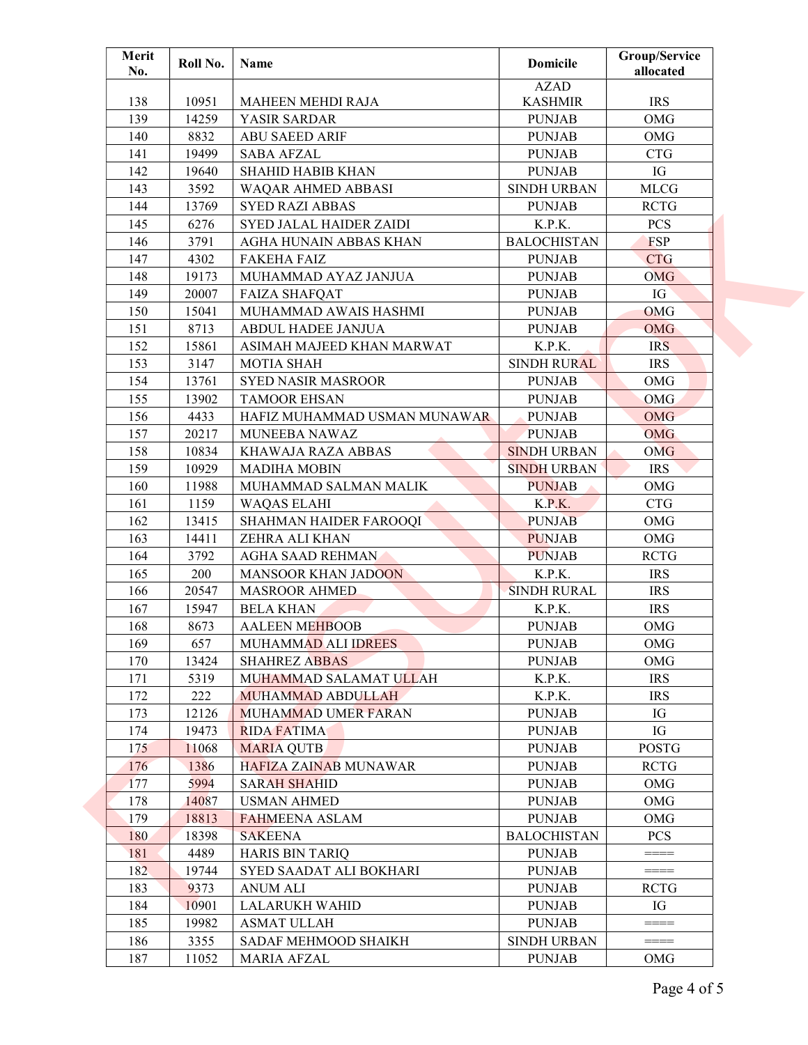| Merit No. | Roll No. | Name | Domicile | Group/Service allocated |
|---|---|---|---|---|
| 138 | 10951 | MAHEEN MEHDI RAJA | AZAD KASHMIR | IRS |
| 139 | 14259 | YASIR SARDAR | PUNJAB | OMG |
| 140 | 8832 | ABU SAEED ARIF | PUNJAB | OMG |
| 141 | 19499 | SABA AFZAL | PUNJAB | CTG |
| 142 | 19640 | SHAHID HABIB KHAN | PUNJAB | IG |
| 143 | 3592 | WAQAR AHMED ABBASI | SINDH URBAN | MLCG |
| 144 | 13769 | SYED RAZI ABBAS | PUNJAB | RCTG |
| 145 | 6276 | SYED JALAL HAIDER ZAIDI | K.P.K. | PCS |
| 146 | 3791 | AGHA HUNAIN ABBAS KHAN | BALOCHISTAN | FSP |
| 147 | 4302 | FAKEHA FAIZ | PUNJAB | CTG |
| 148 | 19173 | MUHAMMAD AYAZ JANJUA | PUNJAB | OMG |
| 149 | 20007 | FAIZA SHAFQAT | PUNJAB | IG |
| 150 | 15041 | MUHAMMAD AWAIS HASHMI | PUNJAB | OMG |
| 151 | 8713 | ABDUL HADEE JANJUA | PUNJAB | OMG |
| 152 | 15861 | ASIMAH MAJEED KHAN MARWAT | K.P.K. | IRS |
| 153 | 3147 | MOTIA SHAH | SINDH RURAL | IRS |
| 154 | 13761 | SYED NASIR MASROOR | PUNJAB | OMG |
| 155 | 13902 | TAMOOR EHSAN | PUNJAB | OMG |
| 156 | 4433 | HAFIZ MUHAMMAD USMAN MUNAWAR | PUNJAB | OMG |
| 157 | 20217 | MUNEEBA NAWAZ | PUNJAB | OMG |
| 158 | 10834 | KHAWAJA RAZA ABBAS | SINDH URBAN | OMG |
| 159 | 10929 | MADIHA MOBIN | SINDH URBAN | IRS |
| 160 | 11988 | MUHAMMAD SALMAN MALIK | PUNJAB | OMG |
| 161 | 1159 | WAQAS ELAHI | K.P.K. | CTG |
| 162 | 13415 | SHAHMAN HAIDER FAROOQI | PUNJAB | OMG |
| 163 | 14411 | ZEHRA ALI KHAN | PUNJAB | OMG |
| 164 | 3792 | AGHA SAAD REHMAN | PUNJAB | RCTG |
| 165 | 200 | MANSOOR KHAN JADOON | K.P.K. | IRS |
| 166 | 20547 | MASROOR AHMED | SINDH RURAL | IRS |
| 167 | 15947 | BELA KHAN | K.P.K. | IRS |
| 168 | 8673 | AALEEN MEHBOOB | PUNJAB | OMG |
| 169 | 657 | MUHAMMAD ALI IDREES | PUNJAB | OMG |
| 170 | 13424 | SHAHREZ ABBAS | PUNJAB | OMG |
| 171 | 5319 | MUHAMMAD SALAMAT ULLAH | K.P.K. | IRS |
| 172 | 222 | MUHAMMAD ABDULLAH | K.P.K. | IRS |
| 173 | 12126 | MUHAMMAD UMER FARAN | PUNJAB | IG |
| 174 | 19473 | RIDA FATIMA | PUNJAB | IG |
| 175 | 11068 | MARIA QUTB | PUNJAB | POSTG |
| 176 | 1386 | HAFIZA ZAINAB MUNAWAR | PUNJAB | RCTG |
| 177 | 5994 | SARAH SHAHID | PUNJAB | OMG |
| 178 | 14087 | USMAN AHMED | PUNJAB | OMG |
| 179 | 18813 | FAHMEENA ASLAM | PUNJAB | OMG |
| 180 | 18398 | SAKEENA | BALOCHISTAN | PCS |
| 181 | 4489 | HARIS BIN TARIQ | PUNJAB | ==== |
| 182 | 19744 | SYED SAADAT ALI BOKHARI | PUNJAB | ==== |
| 183 | 9373 | ANUM ALI | PUNJAB | RCTG |
| 184 | 10901 | LALARUKH WAHID | PUNJAB | IG |
| 185 | 19982 | ASMAT ULLAH | PUNJAB | ==== |
| 186 | 3355 | SADAF MEHMOOD SHAIKH | SINDH URBAN | ==== |
| 187 | 11052 | MARIA AFZAL | PUNJAB | OMG |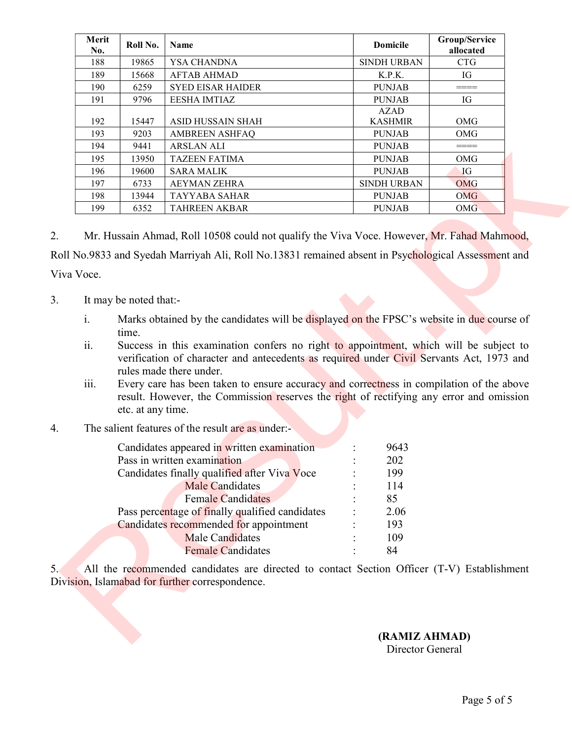| Merit No. | Roll No. | Name | Domicile | Group/Service allocated |
|---|---|---|---|---|
| 188 | 19865 | YSA CHANDNA | SINDH URBAN | CTG |
| 189 | 15668 | AFTAB AHMAD | K.P.K. | IG |
| 190 | 6259 | SYED EISAR HAIDER | PUNJAB | ==== |
| 191 | 9796 | EESHA IMTIAZ | PUNJAB | IG |
| 192 | 15447 | ASID HUSSAIN SHAH | AZAD KASHMIR | OMG |
| 193 | 9203 | AMBREEN ASHFAQ | PUNJAB | OMG |
| 194 | 9441 | ARSLAN ALI | PUNJAB | ==== |
| 195 | 13950 | TAZEEN FATIMA | PUNJAB | OMG |
| 196 | 19600 | SARA MALIK | PUNJAB | IG |
| 197 | 6733 | AEYMAN ZEHRA | SINDH URBAN | OMG |
| 198 | 13944 | TAYYABA SAHAR | PUNJAB | OMG |
| 199 | 6352 | TAHREEN AKBAR | PUNJAB | OMG |

2. Mr. Hussain Ahmad, Roll 10508 could not qualify the Viva Voce. However, Mr. Fahad Mahmood, Roll No.9833 and Syedah Marriyah Ali, Roll No.13831 remained absent in Psychological Assessment and Viva Voce.

3. It may be noted that:-

   i. Marks obtained by the candidates will be displayed on the FPSC's website in due course of time.

   ii. Success in this examination confers no right to appointment, which will be subject to verification of character and antecedents as required under Civil Servants Act, 1973 and rules made there under.

   iii. Every care has been taken to ensure accuracy and correctness in compilation of the above result. However, the Commission reserves the right of rectifying any error and omission etc. at any time.

4. The salient features of the result are as under:-

| | | |
|---|---|---|
| Candidates appeared in written examination | : | 9643 |
| Pass in written examination | : | 202 |
| Candidates finally qualified after Viva Voce | : | 199 |
| Male Candidates | : | 114 |
| Female Candidates | : | 85 |
| Pass percentage of finally qualified candidates | : | 2.06 |
| Candidates recommended for appointment | : | 193 |
| Male Candidates | : | 109 |
| Female Candidates | : | 84 |

5. All the recommended candidates are directed to contact Section Officer (T-V) Establishment Division, Islamabad for further correspondence.

**(RAMIZ AHMAD)**
Director General